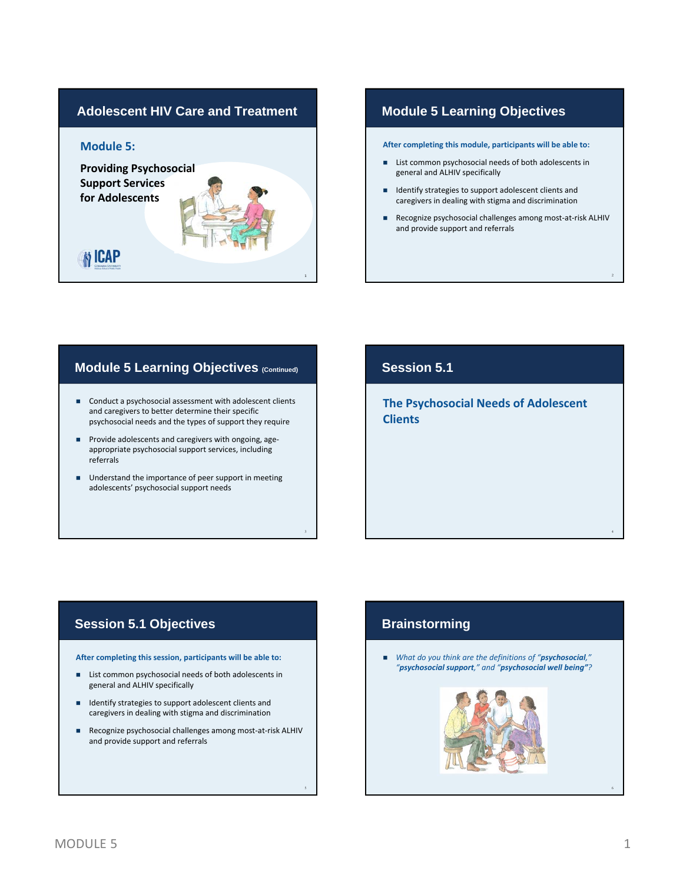## Adolescent HIV Care and Treatment

### Module 5:

**Providing Psychosocial Support Services for Adolescents**

ICAP

## Module 5 Learning Objectives

**After completing this module, participants will be able to:**

- List common psychosocial needs of both adolescents in general and ALHIV specifically
- Identify strategies to support adolescent clients and caregivers in dealing with stigma and discrimination
- Recognize psychosocial challenges among most-at-risk ALHIV and provide support and referrals

## Module 5 Learning Objectives (Continued)

- Conduct a psychosocial assessment with adolescent clients and caregivers to better determine their specific psychosocial needs and the types of support they require
- Provide adolescents and caregivers with ongoing, age-appropriate psychosocial support services, including referrals
- Understand the importance of peer support in meeting adolescents' psychosocial support needs

## Session 5.1

### The Psychosocial Needs of Adolescent Clients

## Session 5.1 Objectives

**After completing this session, participants will be able to:**

- List common psychosocial needs of both adolescents in general and ALHIV specifically
- Identify strategies to support adolescent clients and caregivers in dealing with stigma and discrimination
- Recognize psychosocial challenges among most-at-risk ALHIV and provide support and referrals

## Brainstorming

- *What do you think are the definitions of "**psychosocial**," "**psychosocial support**," and "**psychosocial well being**"?*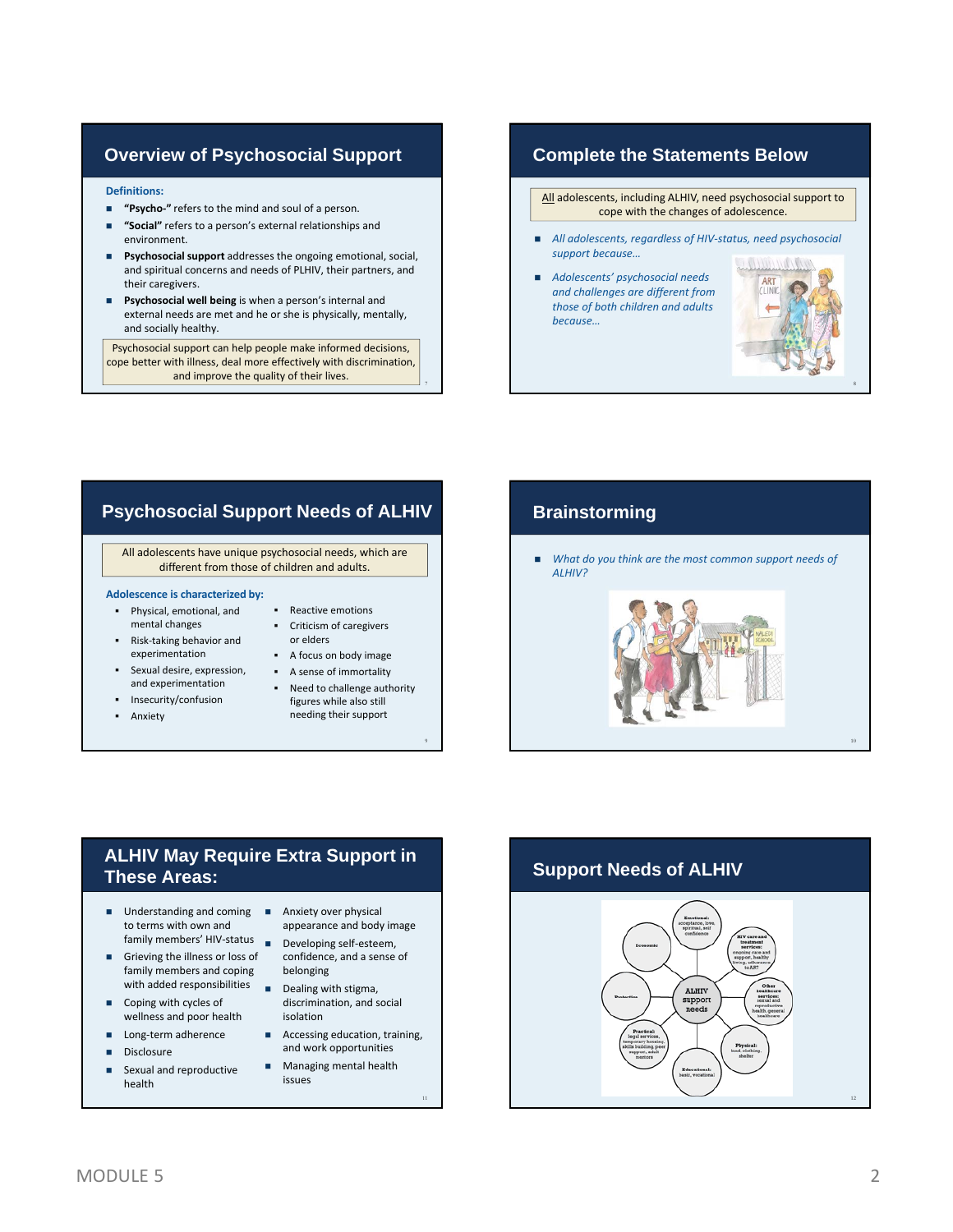## Overview of Psychosocial Support

**Definitions:**

- **"Psycho-"** refers to the mind and soul of a person.
- **"Social"** refers to a person's external relationships and environment.
- **Psychosocial support** addresses the ongoing emotional, social, and spiritual concerns and needs of PLHIV, their partners, and their caregivers.
- **Psychosocial well being** is when a person's internal and external needs are met and he or she is physically, mentally, and socially healthy.

Psychosocial support can help people make informed decisions, cope better with illness, deal more effectively with discrimination, and improve the quality of their lives.

## Complete the Statements Below

All adolescents, including ALHIV, need psychosocial support to cope with the changes of adolescence.

- *All adolescents, regardless of HIV-status, need psychosocial support because…*
- *Adolescents' psychosocial needs and challenges are different from those of both children and adults because…*

## Psychosocial Support Needs of ALHIV

All adolescents have unique psychosocial needs, which are different from those of children and adults.

**Adolescence is characterized by:**

- Physical, emotional, and mental changes
- Risk-taking behavior and experimentation
- Sexual desire, expression, and experimentation
- Insecurity/confusion
- Anxiety
- Reactive emotions
- Criticism of caregivers or elders
- A focus on body image
- A sense of immortality
- Need to challenge authority figures while also still needing their support

## Brainstorming

- *What do you think are the most common support needs of ALHIV?*

## ALHIV May Require Extra Support in These Areas:

- Understanding and coming to terms with own and family members' HIV-status
- Grieving the illness or loss of family members and coping with added responsibilities
- Coping with cycles of wellness and poor health
- Long-term adherence
- Disclosure
- Sexual and reproductive health
- Anxiety over physical appearance and body image
- Developing self-esteem, confidence, and a sense of belonging
- Dealing with stigma, discrimination, and social isolation
- Accessing education, training, and work opportunities
- Managing mental health issues

## Support Needs of ALHIV

ALHIV support needs:

- Emotional: acceptance, love, spiritual, self confidence
- HIV care and treatment services: ongoing care and support, healthy living, adherence to ART
- Other healthcare services: sexual and reproductive health, general healthcare
- Physical: food, clothing, shelter
- Educational: basic, vocational
- Practical: legal services, temporary housing, skills building, peer support, adult mentors
- Protection
- Economic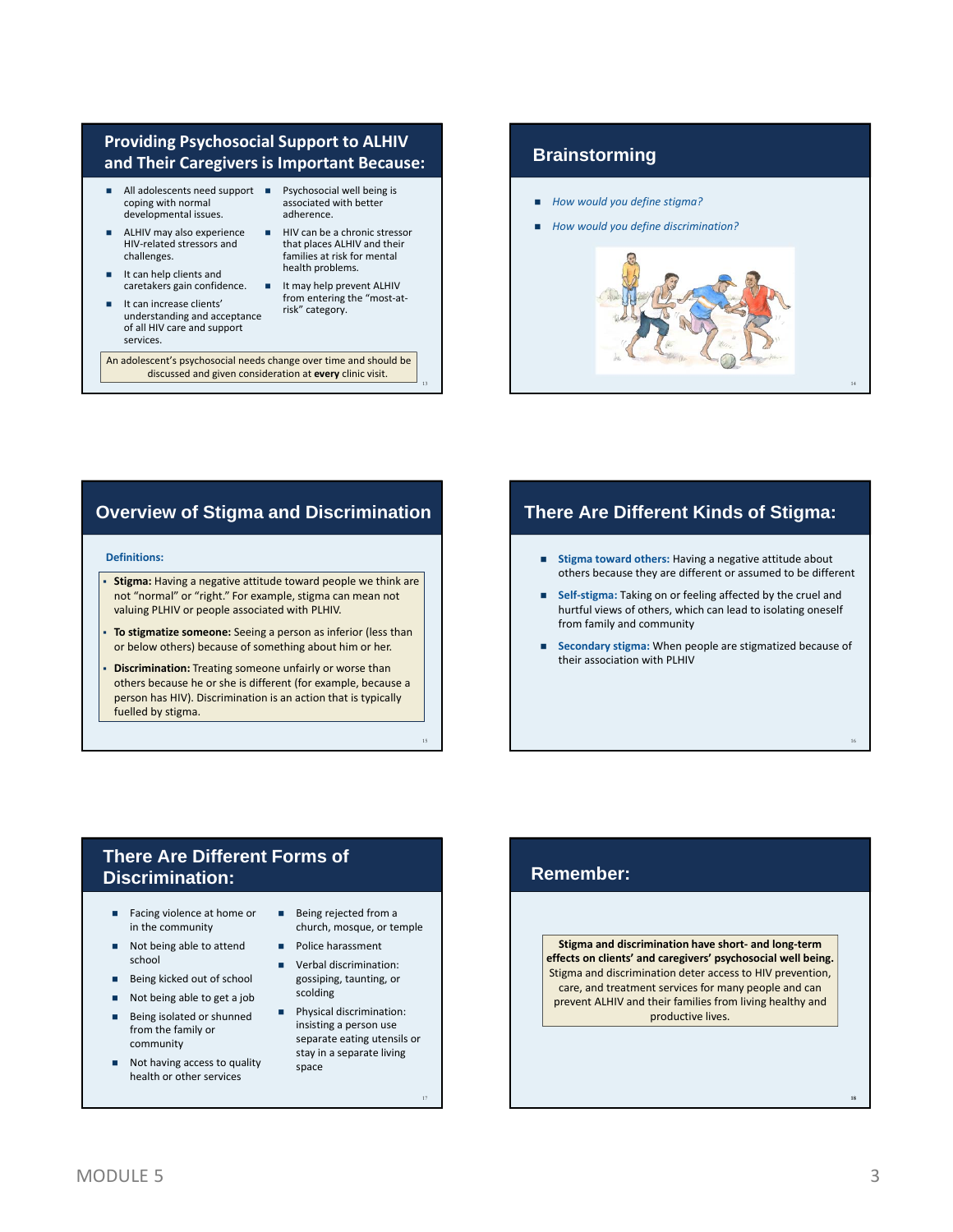## Providing Psychosocial Support to ALHIV and Their Caregivers is Important Because:

- All adolescents need support coping with normal developmental issues.
- ALHIV may also experience HIV-related stressors and challenges.
- It can help clients and caretakers gain confidence.
- It can increase clients' understanding and acceptance of all HIV care and support services.
- Psychosocial well being is associated with better adherence.
- HIV can be a chronic stressor that places ALHIV and their families at risk for mental health problems.
- It may help prevent ALHIV from entering the "most-at-risk" category.

An adolescent's psychosocial needs change over time and should be discussed and given consideration at **every** clinic visit.

## Brainstorming

- *How would you define stigma?*
- *How would you define discrimination?*

## Overview of Stigma and Discrimination

**Definitions:**

- **Stigma:** Having a negative attitude toward people we think are not "normal" or "right." For example, stigma can mean not valuing PLHIV or people associated with PLHIV.
- **To stigmatize someone:** Seeing a person as inferior (less than or below others) because of something about him or her.
- **Discrimination:** Treating someone unfairly or worse than others because he or she is different (for example, because a person has HIV). Discrimination is an action that is typically fuelled by stigma.

## There Are Different Kinds of Stigma:

- **Stigma toward others:** Having a negative attitude about others because they are different or assumed to be different
- **Self-stigma:** Taking on or feeling affected by the cruel and hurtful views of others, which can lead to isolating oneself from family and community
- **Secondary stigma:** When people are stigmatized because of their association with PLHIV

## There Are Different Forms of Discrimination:

- Facing violence at home or in the community
- Not being able to attend school
- Being kicked out of school
- Not being able to get a job
- Being isolated or shunned from the family or community
- Not having access to quality health or other services
- Being rejected from a church, mosque, or temple
- Police harassment
- Verbal discrimination: gossiping, taunting, or scolding
- Physical discrimination: insisting a person use separate eating utensils or stay in a separate living space

## Remember:

**Stigma and discrimination have short- and long-term effects on clients' and caregivers' psychosocial well being.** Stigma and discrimination deter access to HIV prevention, care, and treatment services for many people and can prevent ALHIV and their families from living healthy and productive lives.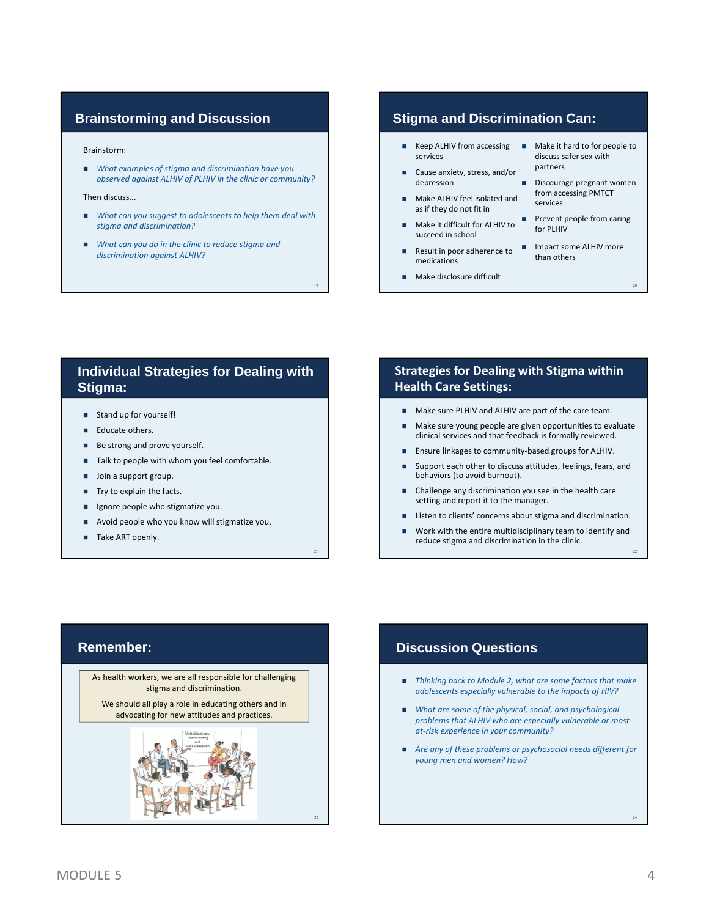## Brainstorming and Discussion

Brainstorm:

- *What examples of stigma and discrimination have you observed against ALHIV of PLHIV in the clinic or community?*

Then discuss...

- *What can you suggest to adolescents to help them deal with stigma and discrimination?*
- *What can you do in the clinic to reduce stigma and discrimination against ALHIV?*

## Stigma and Discrimination Can:

- Keep ALHIV from accessing services
- Cause anxiety, stress, and/or depression
- Make ALHIV feel isolated and as if they do not fit in
- Make it difficult for ALHIV to succeed in school
- Result in poor adherence to medications
- Make disclosure difficult
- Make it hard for people to discuss safer sex with partners
- Discourage pregnant women from accessing PMTCT services
- Prevent people from caring for PLHIV
- Impact some ALHIV more than others

## Individual Strategies for Dealing with Stigma:

- Stand up for yourself!
- Educate others.
- Be strong and prove yourself.
- Talk to people with whom you feel comfortable.
- Join a support group.
- Try to explain the facts.
- Ignore people who stigmatize you.
- Avoid people who you know will stigmatize you.
- Take ART openly.

## Strategies for Dealing with Stigma within Health Care Settings:

- Make sure PLHIV and ALHIV are part of the care team.
- Make sure young people are given opportunities to evaluate clinical services and that feedback is formally reviewed.
- Ensure linkages to community-based groups for ALHIV.
- Support each other to discuss attitudes, feelings, fears, and behaviors (to avoid burnout).
- Challenge any discrimination you see in the health care setting and report it to the manager.
- Listen to clients' concerns about stigma and discrimination.
- Work with the entire multidisciplinary team to identify and reduce stigma and discrimination in the clinic.

## Remember:

As health workers, we are all responsible for challenging stigma and discrimination.

We should all play a role in educating others and in advocating for new attitudes and practices.

## Discussion Questions

- *Thinking back to Module 2, what are some factors that make adolescents especially vulnerable to the impacts of HIV?*
- *What are some of the physical, social, and psychological problems that ALHIV who are especially vulnerable or most-at-risk experience in your community?*
- *Are any of these problems or psychosocial needs different for young men and women? How?*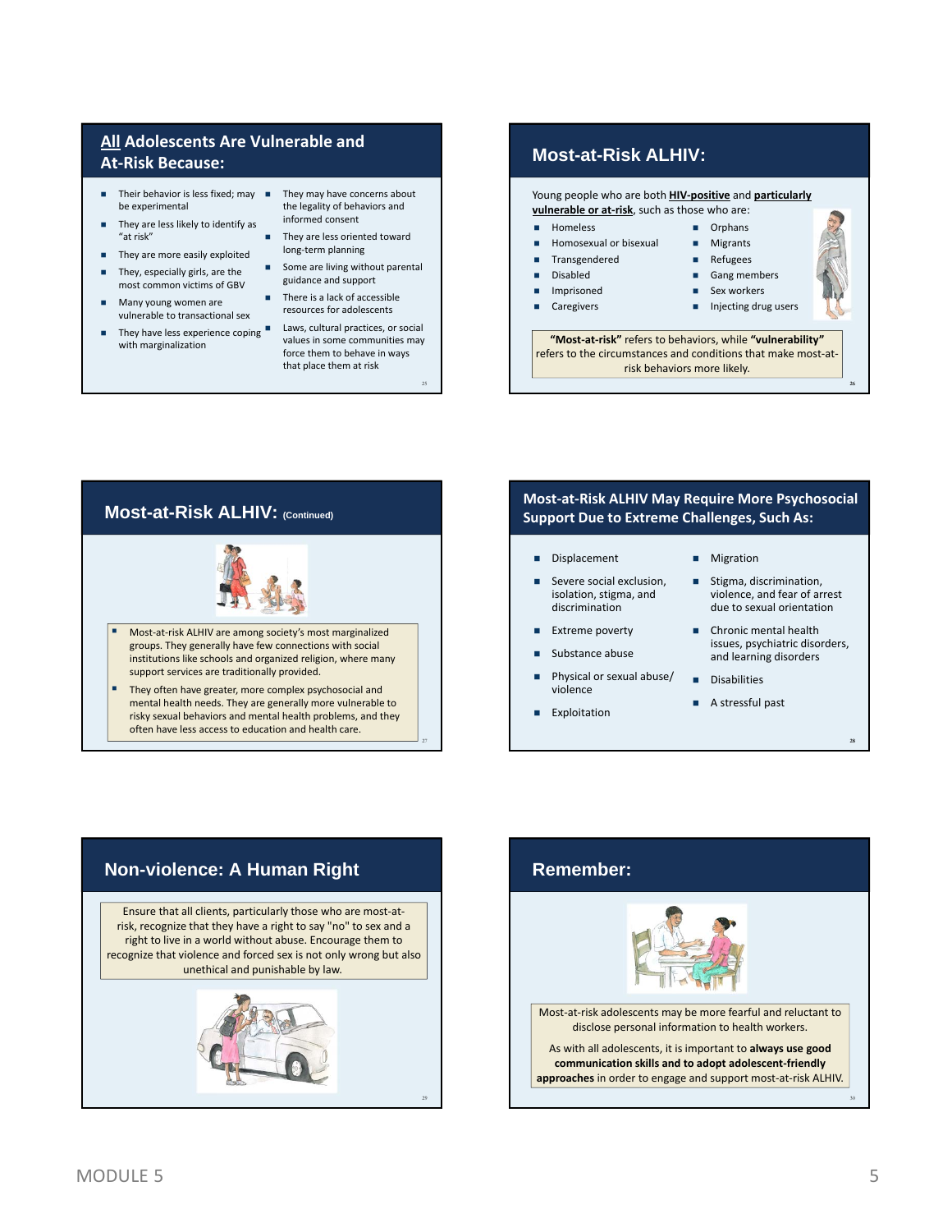## All Adolescents Are Vulnerable and At-Risk Because:

- Their behavior is less fixed; may be experimental
- They are less likely to identify as "at risk"
- They are more easily exploited
- They, especially girls, are the most common victims of GBV
- Many young women are vulnerable to transactional sex
- They have less experience coping with marginalization
- They may have concerns about the legality of behaviors and informed consent
- They are less oriented toward long-term planning
- Some are living without parental guidance and support
- There is a lack of accessible resources for adolescents
- Laws, cultural practices, or social values in some communities may force them to behave in ways that place them at risk

## Most-at-Risk ALHIV:

Young people who are both **HIV-positive** and **particularly vulnerable or at-risk**, such as those who are:

- Homeless
- Homosexual or bisexual
- Transgendered
- Disabled
- Imprisoned
- Caregivers
- Orphans
- Migrants
- Refugees
- Gang members
- Sex workers
- Injecting drug users

**"Most-at-risk"** refers to behaviors, while **"vulnerability"** refers to the circumstances and conditions that make most-at-risk behaviors more likely.

## Most-at-Risk ALHIV: (Continued)

- Most-at-risk ALHIV are among society's most marginalized groups. They generally have few connections with social institutions like schools and organized religion, where many support services are traditionally provided.
- They often have greater, more complex psychosocial and mental health needs. They are generally more vulnerable to risky sexual behaviors and mental health problems, and they often have less access to education and health care.

## Most-at-Risk ALHIV May Require More Psychosocial Support Due to Extreme Challenges, Such As:

- Displacement
- Severe social exclusion, isolation, stigma, and discrimination
- Extreme poverty
- Substance abuse
- Physical or sexual abuse/ violence
- Exploitation
- Migration
- Stigma, discrimination, violence, and fear of arrest due to sexual orientation
- Chronic mental health issues, psychiatric disorders, and learning disorders
- Disabilities
- A stressful past

## Non-violence: A Human Right

Ensure that all clients, particularly those who are most-at-risk, recognize that they have a right to say "no" to sex and a right to live in a world without abuse. Encourage them to recognize that violence and forced sex is not only wrong but also unethical and punishable by law.

## Remember:

Most-at-risk adolescents may be more fearful and reluctant to disclose personal information to health workers.

As with all adolescents, it is important to **always use good communication skills and to adopt adolescent-friendly approaches** in order to engage and support most-at-risk ALHIV.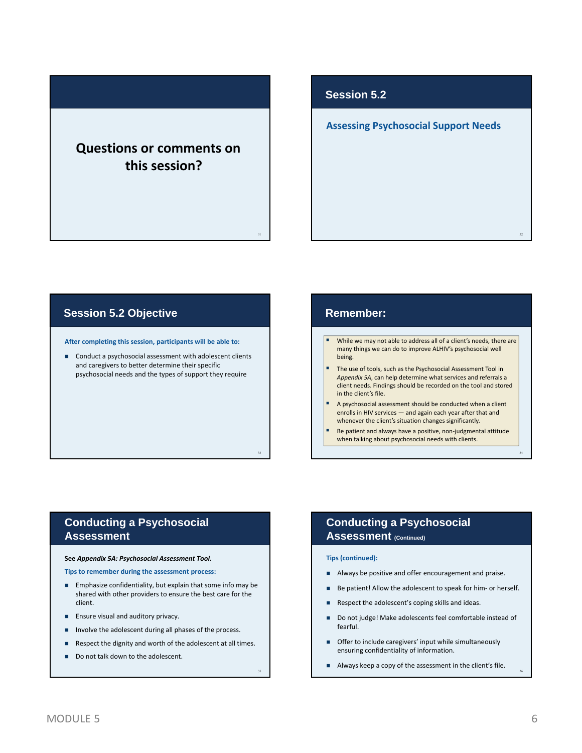## Questions or comments on this session?

## Session 5.2

### Assessing Psychosocial Support Needs

## Session 5.2 Objective

**After completing this session, participants will be able to:**

- Conduct a psychosocial assessment with adolescent clients and caregivers to better determine their specific psychosocial needs and the types of support they require

## Remember:

- While we may not able to address all of a client's needs, there are many things we can do to improve ALHIV's psychosocial well being.
- The use of tools, such as the Psychosocial Assessment Tool in *Appendix 5A*, can help determine what services and referrals a client needs. Findings should be recorded on the tool and stored in the client's file.
- A psychosocial assessment should be conducted when a client enrolls in HIV services — and again each year after that and whenever the client's situation changes significantly.
- Be patient and always have a positive, non-judgmental attitude when talking about psychosocial needs with clients.

## Conducting a Psychosocial Assessment

See ***Appendix 5A: Psychosocial Assessment Tool.***

**Tips to remember during the assessment process:**

- Emphasize confidentiality, but explain that some info may be shared with other providers to ensure the best care for the client.
- Ensure visual and auditory privacy.
- Involve the adolescent during all phases of the process.
- Respect the dignity and worth of the adolescent at all times.
- Do not talk down to the adolescent.

## Conducting a Psychosocial Assessment (Continued)

**Tips (continued):**

- Always be positive and offer encouragement and praise.
- Be patient! Allow the adolescent to speak for him- or herself.
- Respect the adolescent's coping skills and ideas.
- Do not judge! Make adolescents feel comfortable instead of fearful.
- Offer to include caregivers' input while simultaneously ensuring confidentiality of information.
- Always keep a copy of the assessment in the client's file.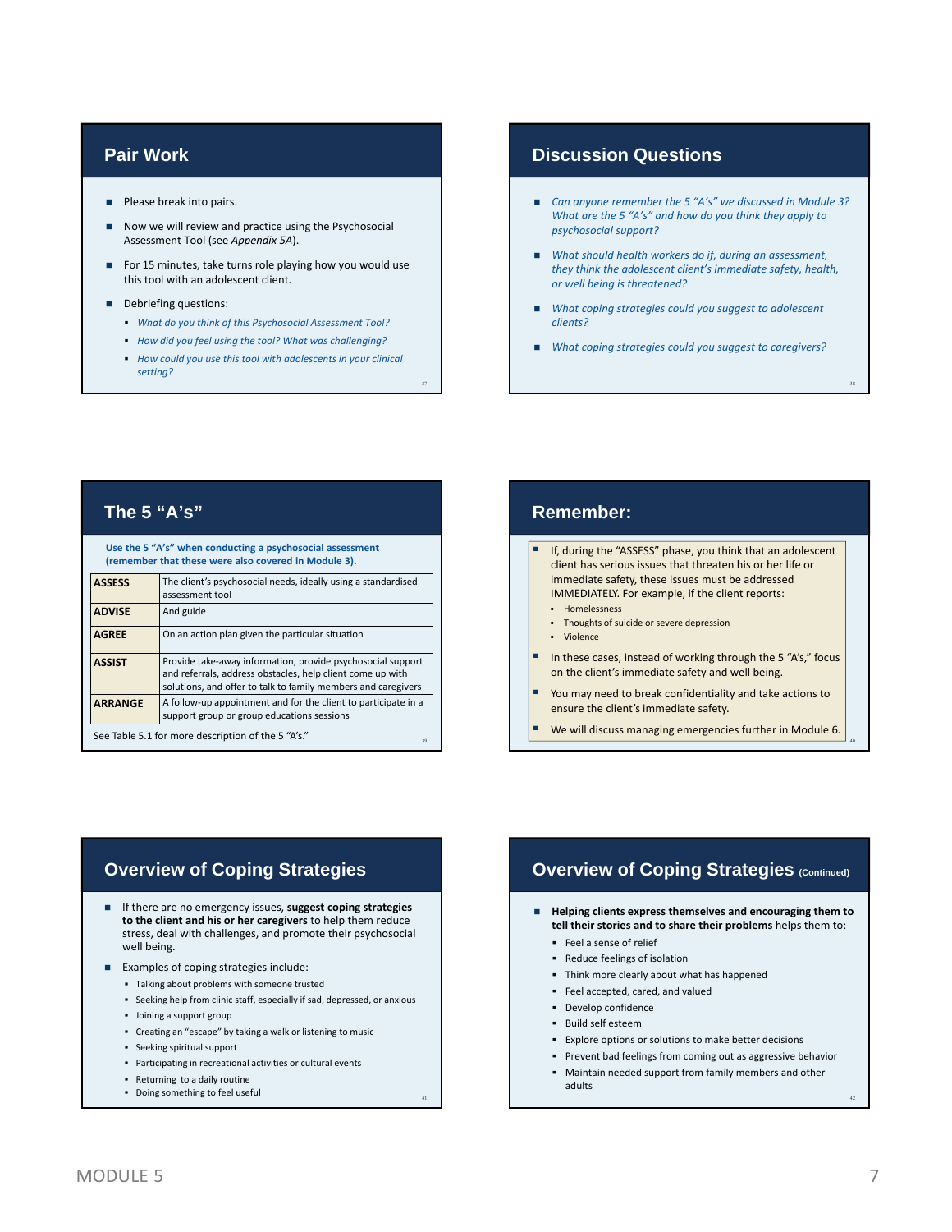## Pair Work

- Please break into pairs.
- Now we will review and practice using the Psychosocial Assessment Tool (see *Appendix 5A*).
- For 15 minutes, take turns role playing how you would use this tool with an adolescent client.
- Debriefing questions:
  - *What do you think of this Psychosocial Assessment Tool?*
  - *How did you feel using the tool? What was challenging?*
  - *How could you use this tool with adolescents in your clinical setting?*

## Discussion Questions

- *Can anyone remember the 5 "A's" we discussed in Module 3? What are the 5 "A's" and how do you think they apply to psychosocial support?*
- *What should health workers do if, during an assessment, they think the adolescent client's immediate safety, health, or well being is threatened?*
- *What coping strategies could you suggest to adolescent clients?*
- *What coping strategies could you suggest to caregivers?*

## The 5 "A's"

**Use the 5 "A's" when conducting a psychosocial assessment (remember that these were also covered in Module 3).**

| | |
|---|---|
| **ASSESS** | The client's psychosocial needs, ideally using a standardised assessment tool |
| **ADVISE** | And guide |
| **AGREE** | On an action plan given the particular situation |
| **ASSIST** | Provide take-away information, provide psychosocial support and referrals, address obstacles, help client come up with solutions, and offer to talk to family members and caregivers |
| **ARRANGE** | A follow-up appointment and for the client to participate in a support group or group educations sessions |

See Table 5.1 for more description of the 5 "A's."

## Remember:

- If, during the "ASSESS" phase, you think that an adolescent client has serious issues that threaten his or her life or immediate safety, these issues must be addressed IMMEDIATELY. For example, if the client reports:
  - Homelessness
  - Thoughts of suicide or severe depression
  - Violence
- In these cases, instead of working through the 5 "A's," focus on the client's immediate safety and well being.
- You may need to break confidentiality and take actions to ensure the client's immediate safety.
- We will discuss managing emergencies further in Module 6.

## Overview of Coping Strategies

- If there are no emergency issues, **suggest coping strategies to the client and his or her caregivers** to help them reduce stress, deal with challenges, and promote their psychosocial well being.
- Examples of coping strategies include:
  - Talking about problems with someone trusted
  - Seeking help from clinic staff, especially if sad, depressed, or anxious
  - Joining a support group
  - Creating an "escape" by taking a walk or listening to music
  - Seeking spiritual support
  - Participating in recreational activities or cultural events
  - Returning to a daily routine
  - Doing something to feel useful

## Overview of Coping Strategies (Continued)

- **Helping clients express themselves and encouraging them to tell their stories and to share their problems** helps them to:
  - Feel a sense of relief
  - Reduce feelings of isolation
  - Think more clearly about what has happened
  - Feel accepted, cared, and valued
  - Develop confidence
  - Build self esteem
  - Explore options or solutions to make better decisions
  - Prevent bad feelings from coming out as aggressive behavior
  - Maintain needed support from family members and other adults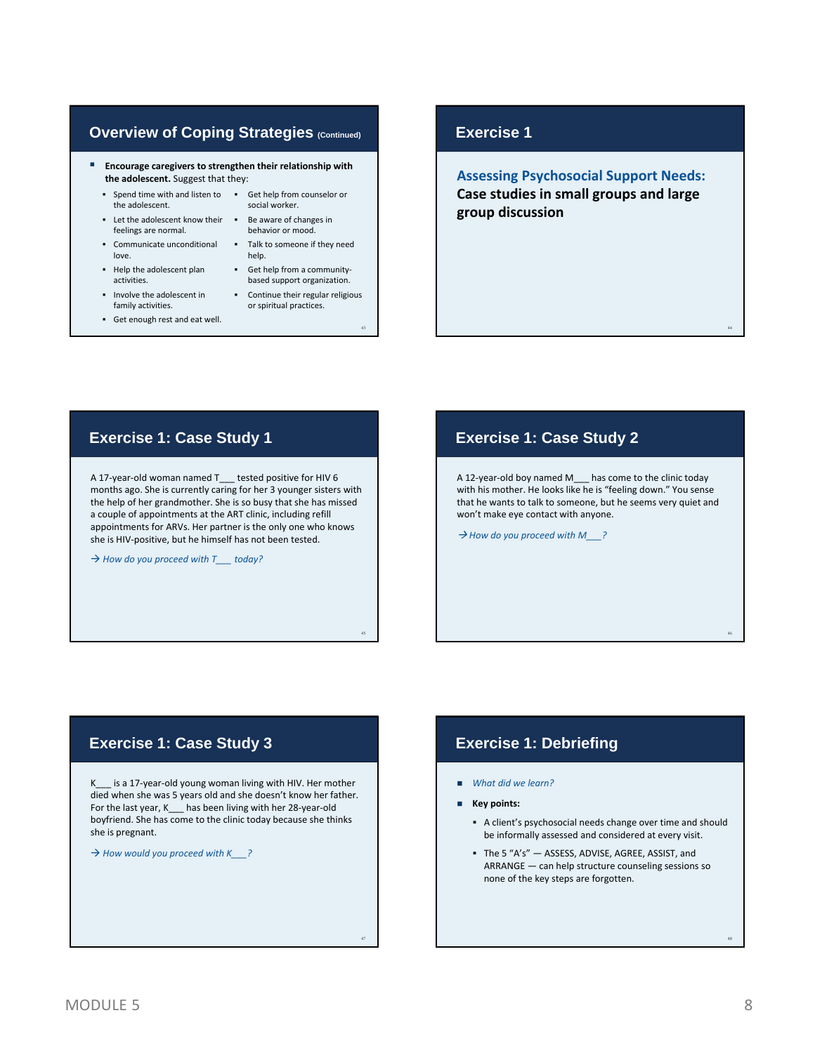## Overview of Coping Strategies (Continued)

- **Encourage caregivers to strengthen their relationship with the adolescent.** Suggest that they:
  - Spend time with and listen to the adolescent.
  - Let the adolescent know their feelings are normal.
  - Communicate unconditional love.
  - Help the adolescent plan activities.
  - Involve the adolescent in family activities.
  - Get enough rest and eat well.
  - Get help from counselor or social worker.
  - Be aware of changes in behavior or mood.
  - Talk to someone if they need help.
  - Get help from a community-based support organization.
  - Continue their regular religious or spiritual practices.

## Exercise 1

**Assessing Psychosocial Support Needs:**

**Case studies in small groups and large group discussion**

## Exercise 1: Case Study 1

A 17-year-old woman named T___ tested positive for HIV 6 months ago. She is currently caring for her 3 younger sisters with the help of her grandmother. She is so busy that she has missed a couple of appointments at the ART clinic, including refill appointments for ARVs. Her partner is the only one who knows she is HIV-positive, but he himself has not been tested.

→ *How do you proceed with T___ today?*

## Exercise 1: Case Study 2

A 12-year-old boy named M___ has come to the clinic today with his mother. He looks like he is "feeling down." You sense that he wants to talk to someone, but he seems very quiet and won't make eye contact with anyone.

→ *How do you proceed with M___?*

## Exercise 1: Case Study 3

K___ is a 17-year-old young woman living with HIV. Her mother died when she was 5 years old and she doesn't know her father. For the last year, K___ has been living with her 28-year-old boyfriend. She has come to the clinic today because she thinks she is pregnant.

→ *How would you proceed with K___?*

## Exercise 1: Debriefing

- *What did we learn?*
- **Key points:**
  - A client's psychosocial needs change over time and should be informally assessed and considered at every visit.
  - The 5 "A's" — ASSESS, ADVISE, AGREE, ASSIST, and ARRANGE — can help structure counseling sessions so none of the key steps are forgotten.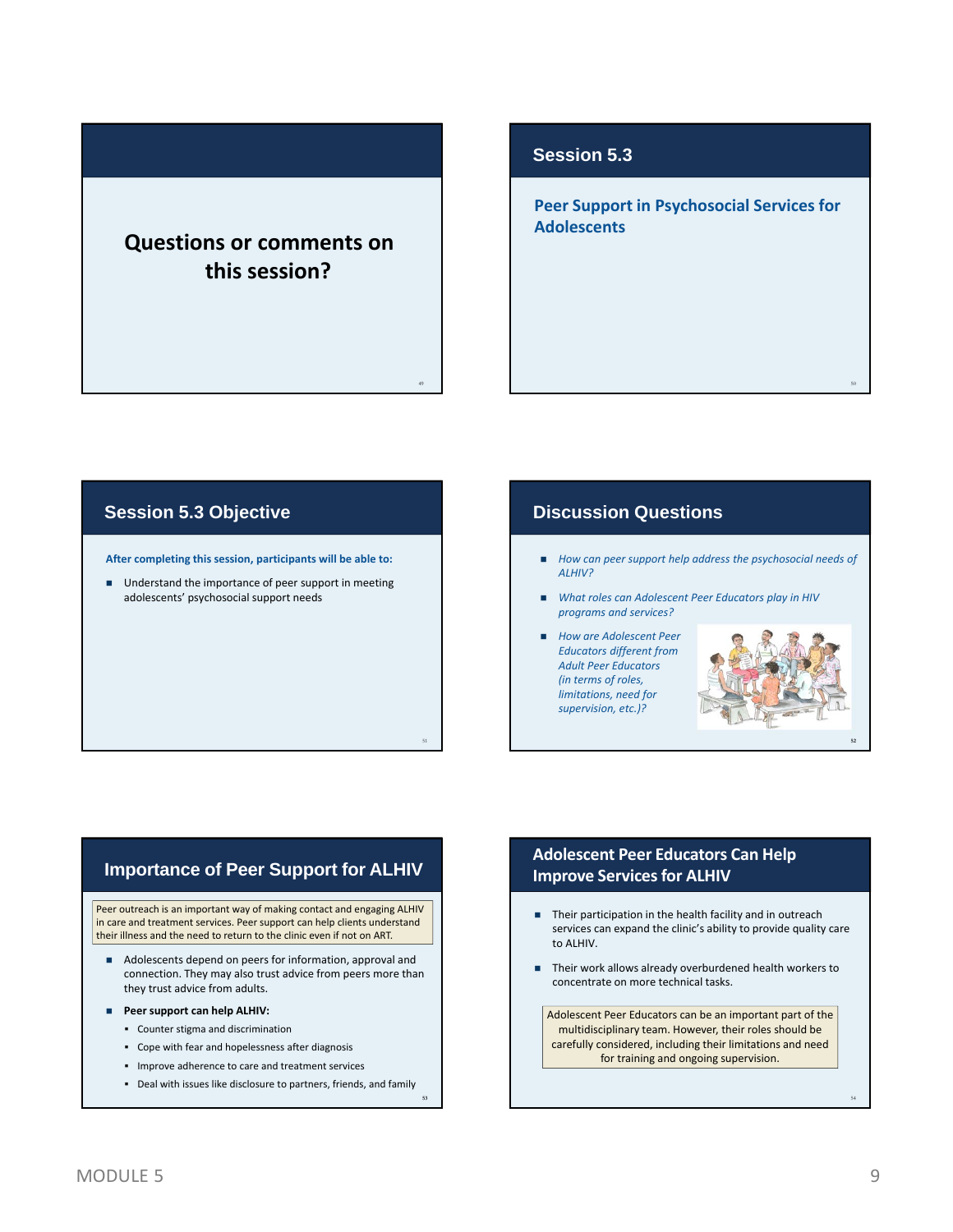## Questions or comments on this session?

## Session 5.3

### Peer Support in Psychosocial Services for Adolescents

## Session 5.3 Objective

**After completing this session, participants will be able to:**

- Understand the importance of peer support in meeting adolescents' psychosocial support needs

## Discussion Questions

- *How can peer support help address the psychosocial needs of ALHIV?*
- *What roles can Adolescent Peer Educators play in HIV programs and services?*
- *How are Adolescent Peer Educators different from Adult Peer Educators (in terms of roles, limitations, need for supervision, etc.)?*

## Importance of Peer Support for ALHIV

Peer outreach is an important way of making contact and engaging ALHIV in care and treatment services. Peer support can help clients understand their illness and the need to return to the clinic even if not on ART.

- Adolescents depend on peers for information, approval and connection. They may also trust advice from peers more than they trust advice from adults.
- **Peer support can help ALHIV:**
  - Counter stigma and discrimination
  - Cope with fear and hopelessness after diagnosis
  - Improve adherence to care and treatment services
  - Deal with issues like disclosure to partners, friends, and family

## Adolescent Peer Educators Can Help Improve Services for ALHIV

- Their participation in the health facility and in outreach services can expand the clinic's ability to provide quality care to ALHIV.
- Their work allows already overburdened health workers to concentrate on more technical tasks.

Adolescent Peer Educators can be an important part of the multidisciplinary team. However, their roles should be carefully considered, including their limitations and need for training and ongoing supervision.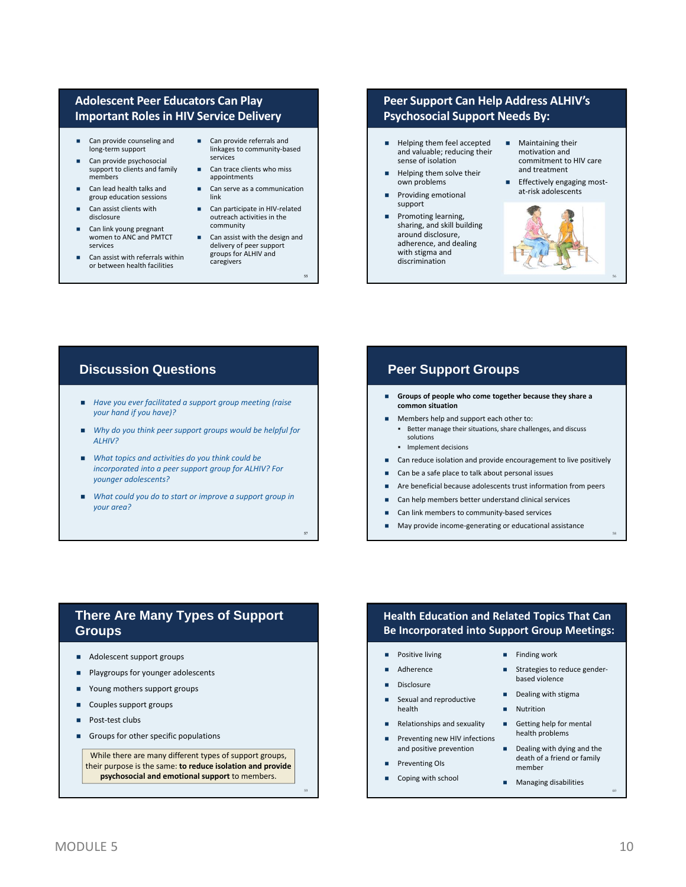## Adolescent Peer Educators Can Play Important Roles in HIV Service Delivery

- Can provide counseling and long-term support
- Can provide psychosocial support to clients and family members
- Can lead health talks and group education sessions
- Can assist clients with disclosure
- Can link young pregnant women to ANC and PMTCT services
- Can assist with referrals within or between health facilities
- Can provide referrals and linkages to community-based services
- Can trace clients who miss appointments
- Can serve as a communication link
- Can participate in HIV-related outreach activities in the community
- Can assist with the design and delivery of peer support groups for ALHIV and caregivers

## Peer Support Can Help Address ALHIV's Psychosocial Support Needs By:

- Helping them feel accepted and valuable; reducing their sense of isolation
- Helping them solve their own problems
- Providing emotional support
- Promoting learning, sharing, and skill building around disclosure, adherence, and dealing with stigma and discrimination
- Maintaining their motivation and commitment to HIV care and treatment
- Effectively engaging most-at-risk adolescents

## Discussion Questions

- *Have you ever facilitated a support group meeting (raise your hand if you have)?*
- *Why do you think peer support groups would be helpful for ALHIV?*
- *What topics and activities do you think could be incorporated into a peer support group for ALHIV? For younger adolescents?*
- *What could you do to start or improve a support group in your area?*

## Peer Support Groups

- **Groups of people who come together because they share a common situation**
- Members help and support each other to:
  - Better manage their situations, share challenges, and discuss solutions
  - Implement decisions
- Can reduce isolation and provide encouragement to live positively
- Can be a safe place to talk about personal issues
- Are beneficial because adolescents trust information from peers
- Can help members better understand clinical services
- Can link members to community-based services
- May provide income-generating or educational assistance

## There Are Many Types of Support Groups

- Adolescent support groups
- Playgroups for younger adolescents
- Young mothers support groups
- Couples support groups
- Post-test clubs
- Groups for other specific populations

While there are many different types of support groups, their purpose is the same: **to reduce isolation and provide psychosocial and emotional support** to members.

## Health Education and Related Topics That Can Be Incorporated into Support Group Meetings:

- Positive living
- Adherence
- Disclosure
- Sexual and reproductive health
- Relationships and sexuality
- Preventing new HIV infections and positive prevention
- Preventing OIs
- Coping with school
- Finding work
- Strategies to reduce gender-based violence
- Dealing with stigma
- Nutrition
- Getting help for mental health problems
- Dealing with dying and the death of a friend or family member
- Managing disabilities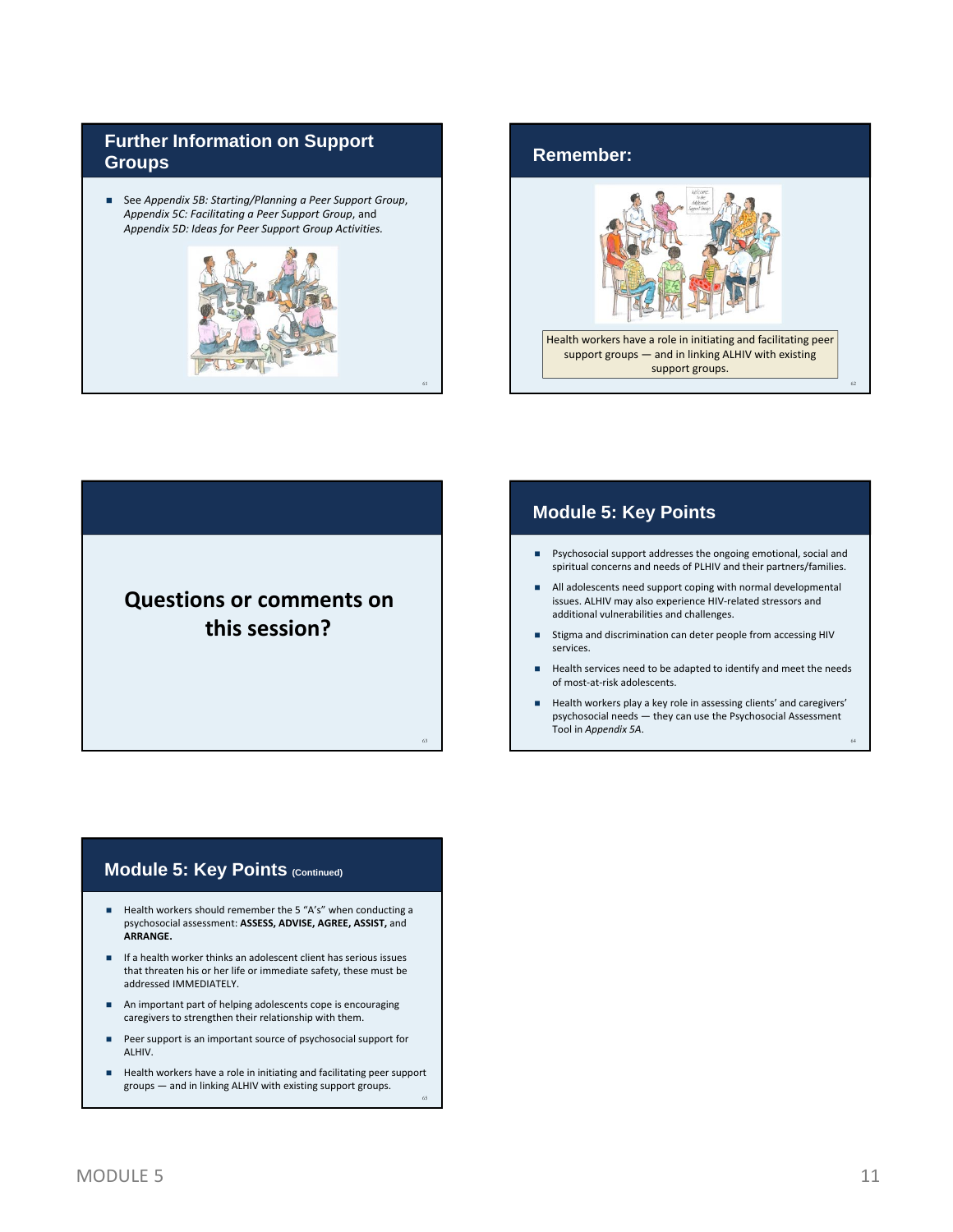## Further Information on Support Groups

- See *Appendix 5B: Starting/Planning a Peer Support Group*, *Appendix 5C: Facilitating a Peer Support Group*, and *Appendix 5D: Ideas for Peer Support Group Activities.*

## Remember:

Health workers have a role in initiating and facilitating peer support groups — and in linking ALHIV with existing support groups.

## Questions or comments on this session?

## Module 5: Key Points

- Psychosocial support addresses the ongoing emotional, social and spiritual concerns and needs of PLHIV and their partners/families.
- All adolescents need support coping with normal developmental issues. ALHIV may also experience HIV-related stressors and additional vulnerabilities and challenges.
- Stigma and discrimination can deter people from accessing HIV services.
- Health services need to be adapted to identify and meet the needs of most-at-risk adolescents.
- Health workers play a key role in assessing clients' and caregivers' psychosocial needs — they can use the Psychosocial Assessment Tool in *Appendix 5A*.

## Module 5: Key Points (Continued)

- Health workers should remember the 5 "A's" when conducting a psychosocial assessment: **ASSESS, ADVISE, AGREE, ASSIST,** and **ARRANGE.**
- If a health worker thinks an adolescent client has serious issues that threaten his or her life or immediate safety, these must be addressed IMMEDIATELY.
- An important part of helping adolescents cope is encouraging caregivers to strengthen their relationship with them.
- Peer support is an important source of psychosocial support for ALHIV.
- Health workers have a role in initiating and facilitating peer support groups — and in linking ALHIV with existing support groups.